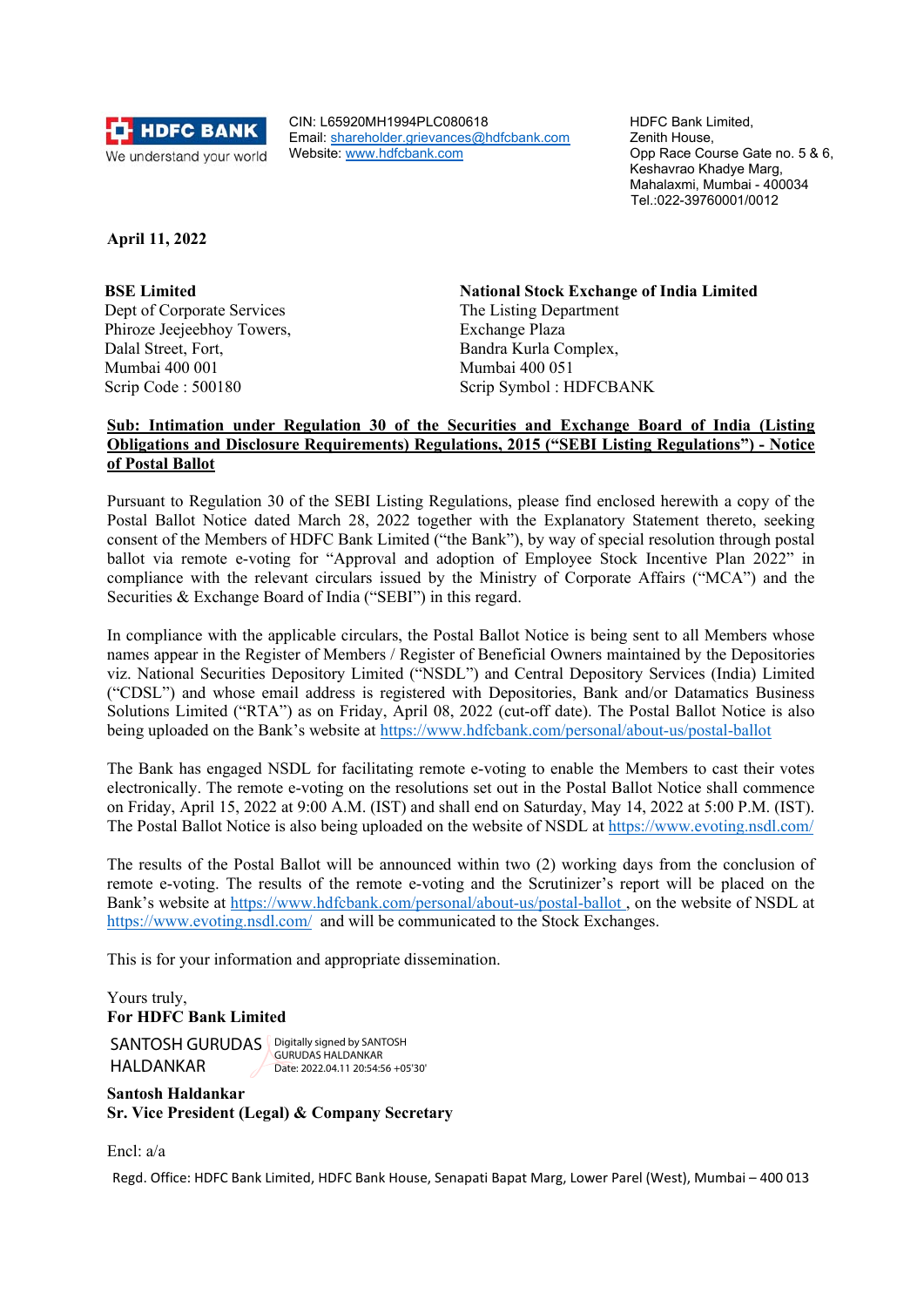**HDFC BANK**
We understand your world

CIN: L65920MH1994PLC080618
Email: shareholder.grievances@hdfcbank.com
Website: www.hdfcbank.com

HDFC Bank Limited,
Zenith House,
Opp Race Course Gate no. 5 & 6,
Keshavrao Khadye Marg,
Mahalaxmi, Mumbai - 400034
Tel.:022-39760001/0012

**April 11, 2022**

**BSE Limited**
Dept of Corporate Services
Phiroze Jeejeebhoy Towers,
Dalal Street, Fort,
Mumbai 400 001
Scrip Code : 500180

**National Stock Exchange of India Limited**
The Listing Department
Exchange Plaza
Bandra Kurla Complex,
Mumbai 400 051
Scrip Symbol : HDFCBANK

**Sub: Intimation under Regulation 30 of the Securities and Exchange Board of India (Listing Obligations and Disclosure Requirements) Regulations, 2015 ("SEBI Listing Regulations") - Notice of Postal Ballot**

Pursuant to Regulation 30 of the SEBI Listing Regulations, please find enclosed herewith a copy of the Postal Ballot Notice dated March 28, 2022 together with the Explanatory Statement thereto, seeking consent of the Members of HDFC Bank Limited ("the Bank"), by way of special resolution through postal ballot via remote e-voting for "Approval and adoption of Employee Stock Incentive Plan 2022" in compliance with the relevant circulars issued by the Ministry of Corporate Affairs ("MCA") and the Securities & Exchange Board of India ("SEBI") in this regard.

In compliance with the applicable circulars, the Postal Ballot Notice is being sent to all Members whose names appear in the Register of Members / Register of Beneficial Owners maintained by the Depositories viz. National Securities Depository Limited ("NSDL") and Central Depository Services (India) Limited ("CDSL") and whose email address is registered with Depositories, Bank and/or Datamatics Business Solutions Limited ("RTA") as on Friday, April 08, 2022 (cut-off date). The Postal Ballot Notice is also being uploaded on the Bank's website at https://www.hdfcbank.com/personal/about-us/postal-ballot

The Bank has engaged NSDL for facilitating remote e-voting to enable the Members to cast their votes electronically. The remote e-voting on the resolutions set out in the Postal Ballot Notice shall commence on Friday, April 15, 2022 at 9:00 A.M. (IST) and shall end on Saturday, May 14, 2022 at 5:00 P.M. (IST). The Postal Ballot Notice is also being uploaded on the website of NSDL at https://www.evoting.nsdl.com/

The results of the Postal Ballot will be announced within two (2) working days from the conclusion of remote e-voting. The results of the remote e-voting and the Scrutinizer's report will be placed on the Bank's website at https://www.hdfcbank.com/personal/about-us/postal-ballot , on the website of NSDL at https://www.evoting.nsdl.com/ and will be communicated to the Stock Exchanges.

This is for your information and appropriate dissemination.

Yours truly,
**For HDFC Bank Limited**

SANTOSH GURUDAS HALDANKAR
Digitally signed by SANTOSH GURUDAS HALDANKAR
Date: 2022.04.11 20:54:56 +05'30'

**Santosh Haldankar**
**Sr. Vice President (Legal) & Company Secretary**

Encl: a/a

Regd. Office: HDFC Bank Limited, HDFC Bank House, Senapati Bapat Marg, Lower Parel (West), Mumbai – 400 013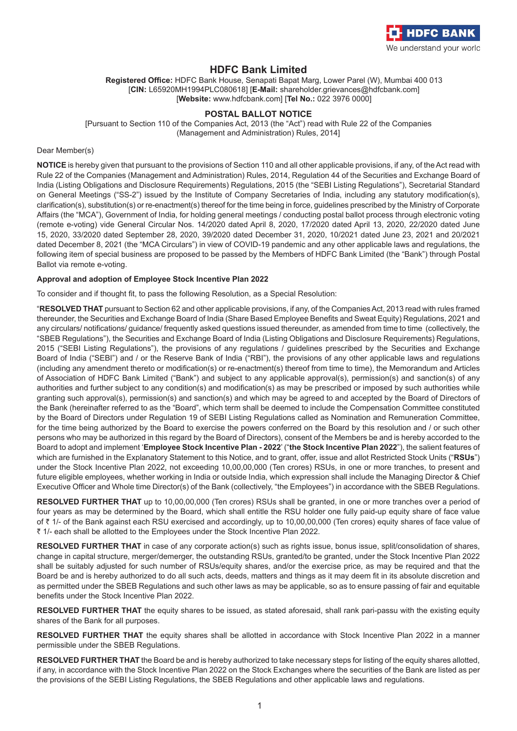# HDFC Bank Limited

**Registered Office:** HDFC Bank House, Senapati Bapat Marg, Lower Parel (W), Mumbai 400 013
[**CIN:** L65920MH1994PLC080618] [**E-Mail:** shareholder.grievances@hdfcbank.com]
[**Website:** www.hdfcbank.com] [**Tel No.:** 022 3976 0000]

## POSTAL BALLOT NOTICE

[Pursuant to Section 110 of the Companies Act, 2013 (the "Act") read with Rule 22 of the Companies (Management and Administration) Rules, 2014]

Dear Member(s)

**NOTICE** is hereby given that pursuant to the provisions of Section 110 and all other applicable provisions, if any, of the Act read with Rule 22 of the Companies (Management and Administration) Rules, 2014, Regulation 44 of the Securities and Exchange Board of India (Listing Obligations and Disclosure Requirements) Regulations, 2015 (the "SEBI Listing Regulations"), Secretarial Standard on General Meetings ("SS-2") issued by the Institute of Company Secretaries of India, including any statutory modification(s), clarification(s), substitution(s) or re-enactment(s) thereof for the time being in force, guidelines prescribed by the Ministry of Corporate Affairs (the "MCA"), Government of India, for holding general meetings / conducting postal ballot process through electronic voting (remote e-voting) vide General Circular Nos. 14/2020 dated April 8, 2020, 17/2020 dated April 13, 2020, 22/2020 dated June 15, 2020, 33/2020 dated September 28, 2020, 39/2020 dated December 31, 2020, 10/2021 dated June 23, 2021 and 20/2021 dated December 8, 2021 (the "MCA Circulars") in view of COVID-19 pandemic and any other applicable laws and regulations, the following item of special business are proposed to be passed by the Members of HDFC Bank Limited (the "Bank") through Postal Ballot via remote e-voting.

**Approval and adoption of Employee Stock Incentive Plan 2022**

To consider and if thought fit, to pass the following Resolution, as a Special Resolution:

"**RESOLVED THAT** pursuant to Section 62 and other applicable provisions, if any, of the Companies Act, 2013 read with rules framed thereunder, the Securities and Exchange Board of India (Share Based Employee Benefits and Sweat Equity) Regulations, 2021 and any circulars/ notifications/ guidance/ frequently asked questions issued thereunder, as amended from time to time (collectively, the "SBEB Regulations"), the Securities and Exchange Board of India (Listing Obligations and Disclosure Requirements) Regulations, 2015 ("SEBI Listing Regulations"), the provisions of any regulations / guidelines prescribed by the Securities and Exchange Board of India ("SEBI") and / or the Reserve Bank of India ("RBI"), the provisions of any other applicable laws and regulations (including any amendment thereto or modification(s) or re-enactment(s) thereof from time to time), the Memorandum and Articles of Association of HDFC Bank Limited ("Bank") and subject to any applicable approval(s), permission(s) and sanction(s) of any authorities and further subject to any condition(s) and modification(s) as may be prescribed or imposed by such authorities while granting such approval(s), permission(s) and sanction(s) and which may be agreed to and accepted by the Board of Directors of the Bank (hereinafter referred to as the "Board", which term shall be deemed to include the Compensation Committee constituted by the Board of Directors under Regulation 19 of SEBI Listing Regulations called as Nomination and Remuneration Committee, for the time being authorized by the Board to exercise the powers conferred on the Board by this resolution and / or such other persons who may be authorized in this regard by the Board of Directors), consent of the Members be and is hereby accorded to the Board to adopt and implement '**Employee Stock Incentive Plan - 2022**' ("**the Stock Incentive Plan 2022**"), the salient features of which are furnished in the Explanatory Statement to this Notice, and to grant, offer, issue and allot Restricted Stock Units ("**RSUs**") under the Stock Incentive Plan 2022, not exceeding 10,00,00,000 (Ten crores) RSUs, in one or more tranches, to present and future eligible employees, whether working in India or outside India, which expression shall include the Managing Director & Chief Executive Officer and Whole time Director(s) of the Bank (collectively, "the Employees") in accordance with the SBEB Regulations.

**RESOLVED FURTHER THAT** up to 10,00,00,000 (Ten crores) RSUs shall be granted, in one or more tranches over a period of four years as may be determined by the Board, which shall entitle the RSU holder one fully paid-up equity share of face value of ₹ 1/- of the Bank against each RSU exercised and accordingly, up to 10,00,00,000 (Ten crores) equity shares of face value of ₹ 1/- each shall be allotted to the Employees under the Stock Incentive Plan 2022.

**RESOLVED FURTHER THAT** in case of any corporate action(s) such as rights issue, bonus issue, split/consolidation of shares, change in capital structure, merger/demerger, the outstanding RSUs, granted/to be granted, under the Stock Incentive Plan 2022 shall be suitably adjusted for such number of RSUs/equity shares, and/or the exercise price, as may be required and that the Board be and is hereby authorized to do all such acts, deeds, matters and things as it may deem fit in its absolute discretion and as permitted under the SBEB Regulations and such other laws as may be applicable, so as to ensure passing of fair and equitable benefits under the Stock Incentive Plan 2022.

**RESOLVED FURTHER THAT** the equity shares to be issued, as stated aforesaid, shall rank pari-passu with the existing equity shares of the Bank for all purposes.

**RESOLVED FURTHER THAT** the equity shares shall be allotted in accordance with Stock Incentive Plan 2022 in a manner permissible under the SBEB Regulations.

**RESOLVED FURTHER THAT** the Board be and is hereby authorized to take necessary steps for listing of the equity shares allotted, if any, in accordance with the Stock Incentive Plan 2022 on the Stock Exchanges where the securities of the Bank are listed as per the provisions of the SEBI Listing Regulations, the SBEB Regulations and other applicable laws and regulations.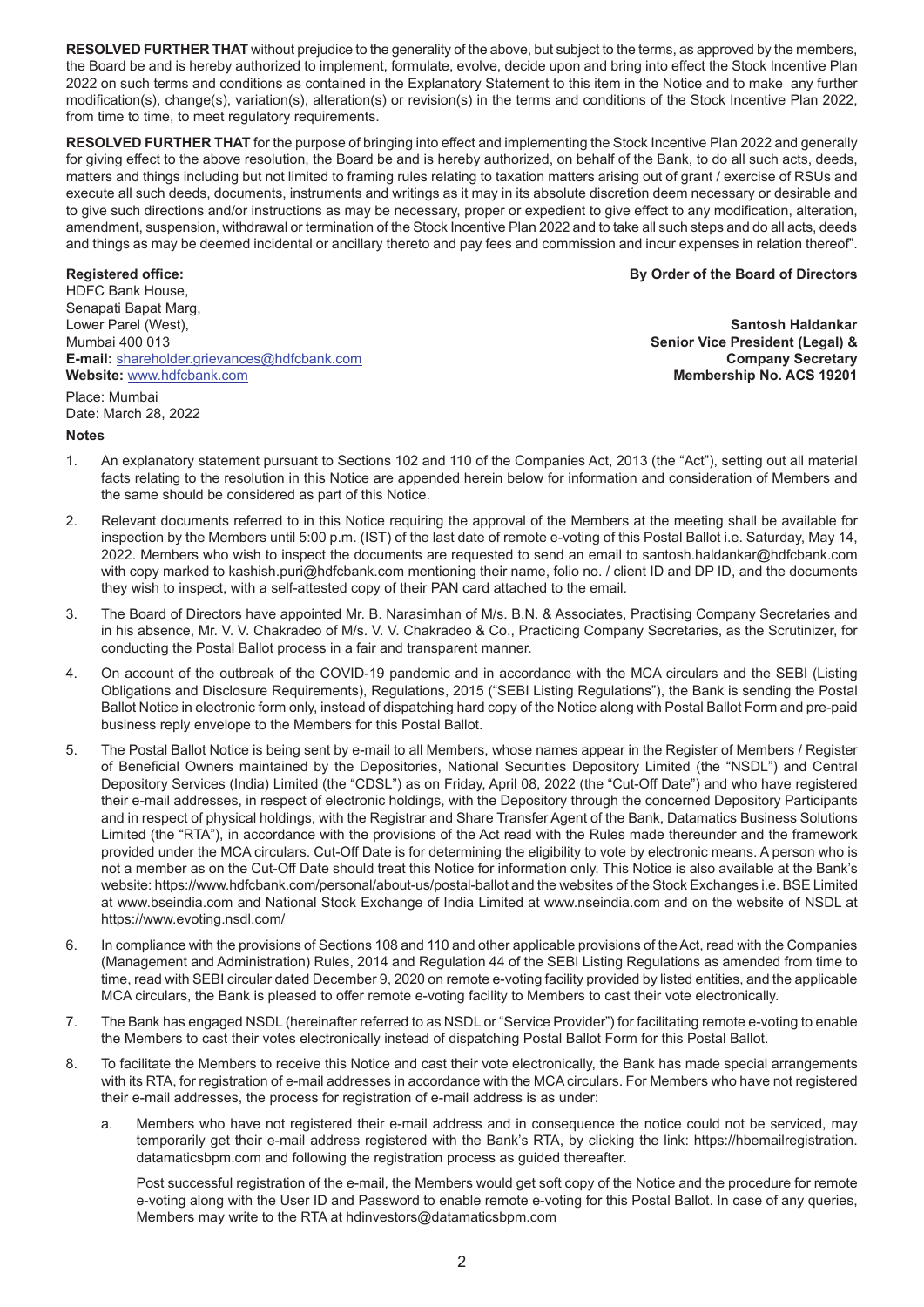**RESOLVED FURTHER THAT** without prejudice to the generality of the above, but subject to the terms, as approved by the members, the Board be and is hereby authorized to implement, formulate, evolve, decide upon and bring into effect the Stock Incentive Plan 2022 on such terms and conditions as contained in the Explanatory Statement to this item in the Notice and to make any further modification(s), change(s), variation(s), alteration(s) or revision(s) in the terms and conditions of the Stock Incentive Plan 2022, from time to time, to meet regulatory requirements.

**RESOLVED FURTHER THAT** for the purpose of bringing into effect and implementing the Stock Incentive Plan 2022 and generally for giving effect to the above resolution, the Board be and is hereby authorized, on behalf of the Bank, to do all such acts, deeds, matters and things including but not limited to framing rules relating to taxation matters arising out of grant / exercise of RSUs and execute all such deeds, documents, instruments and writings as it may in its absolute discretion deem necessary or desirable and to give such directions and/or instructions as may be necessary, proper or expedient to give effect to any modification, alteration, amendment, suspension, withdrawal or termination of the Stock Incentive Plan 2022 and to take all such steps and do all acts, deeds and things as may be deemed incidental or ancillary thereto and pay fees and commission and incur expenses in relation thereof".

**Registered office:**
HDFC Bank House,
Senapati Bapat Marg,
Lower Parel (West),
Mumbai 400 013
**E-mail:** shareholder.grievances@hdfcbank.com
**Website:** www.hdfcbank.com

Place: Mumbai
Date: March 28, 2022

**By Order of the Board of Directors**

**Santosh Haldankar**
**Senior Vice President (Legal) &**
**Company Secretary**
**Membership No. ACS 19201**

**Notes**

1. An explanatory statement pursuant to Sections 102 and 110 of the Companies Act, 2013 (the "Act"), setting out all material facts relating to the resolution in this Notice are appended herein below for information and consideration of Members and the same should be considered as part of this Notice.

2. Relevant documents referred to in this Notice requiring the approval of the Members at the meeting shall be available for inspection by the Members until 5:00 p.m. (IST) of the last date of remote e-voting of this Postal Ballot i.e. Saturday, May 14, 2022. Members who wish to inspect the documents are requested to send an email to santosh.haldankar@hdfcbank.com with copy marked to kashish.puri@hdfcbank.com mentioning their name, folio no. / client ID and DP ID, and the documents they wish to inspect, with a self-attested copy of their PAN card attached to the email.

3. The Board of Directors have appointed Mr. B. Narasimhan of M/s. B.N. & Associates, Practising Company Secretaries and in his absence, Mr. V. V. Chakradeo of M/s. V. V. Chakradeo & Co., Practicing Company Secretaries, as the Scrutinizer, for conducting the Postal Ballot process in a fair and transparent manner.

4. On account of the outbreak of the COVID-19 pandemic and in accordance with the MCA circulars and the SEBI (Listing Obligations and Disclosure Requirements), Regulations, 2015 ("SEBI Listing Regulations"), the Bank is sending the Postal Ballot Notice in electronic form only, instead of dispatching hard copy of the Notice along with Postal Ballot Form and pre-paid business reply envelope to the Members for this Postal Ballot.

5. The Postal Ballot Notice is being sent by e-mail to all Members, whose names appear in the Register of Members / Register of Beneficial Owners maintained by the Depositories, National Securities Depository Limited (the "NSDL") and Central Depository Services (India) Limited (the "CDSL") as on Friday, April 08, 2022 (the "Cut-Off Date") and who have registered their e-mail addresses, in respect of electronic holdings, with the Depository through the concerned Depository Participants and in respect of physical holdings, with the Registrar and Share Transfer Agent of the Bank, Datamatics Business Solutions Limited (the "RTA"), in accordance with the provisions of the Act read with the Rules made thereunder and the framework provided under the MCA circulars. Cut-Off Date is for determining the eligibility to vote by electronic means. A person who is not a member as on the Cut-Off Date should treat this Notice for information only. This Notice is also available at the Bank's website: https://www.hdfcbank.com/personal/about-us/postal-ballot and the websites of the Stock Exchanges i.e. BSE Limited at www.bseindia.com and National Stock Exchange of India Limited at www.nseindia.com and on the website of NSDL at https://www.evoting.nsdl.com/

6. In compliance with the provisions of Sections 108 and 110 and other applicable provisions of the Act, read with the Companies (Management and Administration) Rules, 2014 and Regulation 44 of the SEBI Listing Regulations as amended from time to time, read with SEBI circular dated December 9, 2020 on remote e-voting facility provided by listed entities, and the applicable MCA circulars, the Bank is pleased to offer remote e-voting facility to Members to cast their vote electronically.

7. The Bank has engaged NSDL (hereinafter referred to as NSDL or "Service Provider") for facilitating remote e-voting to enable the Members to cast their votes electronically instead of dispatching Postal Ballot Form for this Postal Ballot.

8. To facilitate the Members to receive this Notice and cast their vote electronically, the Bank has made special arrangements with its RTA, for registration of e-mail addresses in accordance with the MCA circulars. For Members who have not registered their e-mail addresses, the process for registration of e-mail address is as under:

   a. Members who have not registered their e-mail address and in consequence the notice could not be serviced, may temporarily get their e-mail address registered with the Bank's RTA, by clicking the link: https://hbemailregistration.datamaticsbpm.com and following the registration process as guided thereafter.

      Post successful registration of the e-mail, the Members would get soft copy of the Notice and the procedure for remote e-voting along with the User ID and Password to enable remote e-voting for this Postal Ballot. In case of any queries, Members may write to the RTA at hdinvestors@datamaticsbpm.com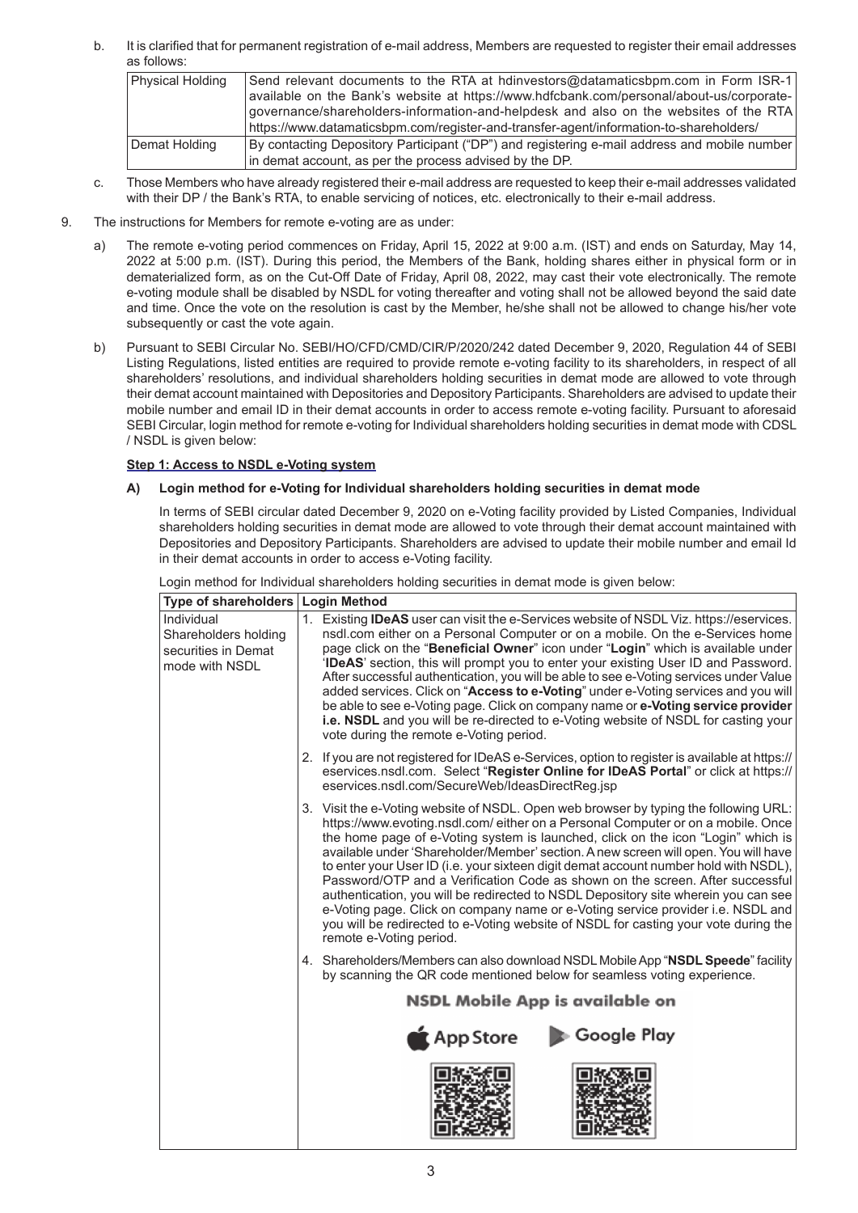b. It is clarified that for permanent registration of e-mail address, Members are requested to register their email addresses as follows:

| Physical Holding | Send relevant documents to the RTA at hdinvestors@datamaticsbpm.com in Form ISR-1 available on the Bank's website at https://www.hdfcbank.com/personal/about-us/corporate-governance/shareholders-information-and-helpdesk and also on the websites of the RTA https://www.datamaticsbpm.com/register-and-transfer-agent/information-to-shareholders/ |
|---|---|
| Demat Holding | By contacting Depository Participant ("DP") and registering e-mail address and mobile number in demat account, as per the process advised by the DP. |

c. Those Members who have already registered their e-mail address are requested to keep their e-mail addresses validated with their DP / the Bank's RTA, to enable servicing of notices, etc. electronically to their e-mail address.

9. The instructions for Members for remote e-voting are as under:

a) The remote e-voting period commences on Friday, April 15, 2022 at 9:00 a.m. (IST) and ends on Saturday, May 14, 2022 at 5:00 p.m. (IST). During this period, the Members of the Bank, holding shares either in physical form or in dematerialized form, as on the Cut-Off Date of Friday, April 08, 2022, may cast their vote electronically. The remote e-voting module shall be disabled by NSDL for voting thereafter and voting shall not be allowed beyond the said date and time. Once the vote on the resolution is cast by the Member, he/she shall not be allowed to change his/her vote subsequently or cast the vote again.

b) Pursuant to SEBI Circular No. SEBI/HO/CFD/CMD/CIR/P/2020/242 dated December 9, 2020, Regulation 44 of SEBI Listing Regulations, listed entities are required to provide remote e-voting facility to its shareholders, in respect of all shareholders' resolutions, and individual shareholders holding securities in demat mode are allowed to vote through their demat account maintained with Depositories and Depository Participants. Shareholders are advised to update their mobile number and email ID in their demat accounts in order to access remote e-voting facility. Pursuant to aforesaid SEBI Circular, login method for remote e-voting for Individual shareholders holding securities in demat mode with CDSL / NSDL is given below:

**Step 1: Access to NSDL e-Voting system**

**A) Login method for e-Voting for Individual shareholders holding securities in demat mode**

In terms of SEBI circular dated December 9, 2020 on e-Voting facility provided by Listed Companies, Individual shareholders holding securities in demat mode are allowed to vote through their demat account maintained with Depositories and Depository Participants. Shareholders are advised to update their mobile number and email Id in their demat accounts in order to access e-Voting facility.

Login method for Individual shareholders holding securities in demat mode is given below:

| Type of shareholders | Login Method |
|---|---|
| Individual Shareholders holding securities in Demat mode with NSDL | 1. Existing **IDeAS** user can visit the e-Services website of NSDL Viz. https://eservices.nsdl.com either on a Personal Computer or on a mobile. On the e-Services home page click on the "**Beneficial Owner**" icon under "**Login**" which is available under '**IDeAS**' section, this will prompt you to enter your existing User ID and Password. After successful authentication, you will be able to see e-Voting services under Value added services. Click on "**Access to e-Voting**" under e-Voting services and you will be able to see e-Voting page. Click on company name or **e-Voting service provider i.e. NSDL** and you will be re-directed to e-Voting website of NSDL for casting your vote during the remote e-Voting period.<br><br>2. If you are not registered for IDeAS e-Services, option to register is available at https://eservices.nsdl.com. Select "**Register Online for IDeAS Portal**" or click at https://eservices.nsdl.com/SecureWeb/IdeasDirectReg.jsp<br><br>3. Visit the e-Voting website of NSDL. Open web browser by typing the following URL: https://www.evoting.nsdl.com/ either on a Personal Computer or on a mobile. Once the home page of e-Voting system is launched, click on the icon "Login" which is available under 'Shareholder/Member' section. A new screen will open. You will have to enter your User ID (i.e. your sixteen digit demat account number hold with NSDL), Password/OTP and a Verification Code as shown on the screen. After successful authentication, you will be redirected to NSDL Depository site wherein you can see e-Voting page. Click on company name or e-Voting service provider i.e. NSDL and you will be redirected to e-Voting website of NSDL for casting your vote during the remote e-Voting period.<br><br>4. Shareholders/Members can also download NSDL Mobile App "**NSDL Speede**" facility by scanning the QR code mentioned below for seamless voting experience.<br><br>**NSDL Mobile App is available on**<br><br>App Store Google Play |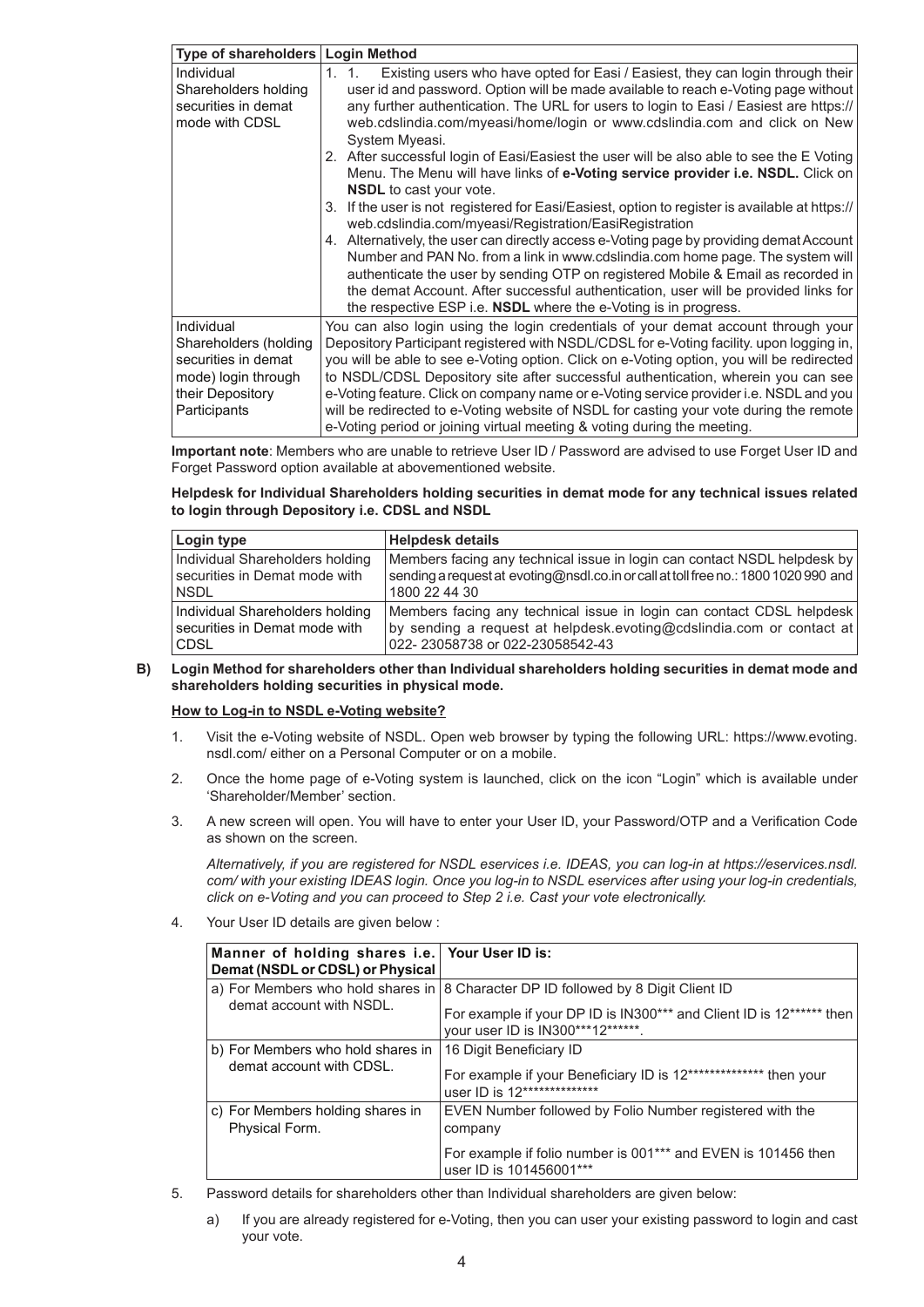| Type of shareholders | Login Method |
|---|---|
| Individual Shareholders holding securities in demat mode with CDSL | 1. 1. Existing users who have opted for Easi / Easiest, they can login through their user id and password. Option will be made available to reach e-Voting page without any further authentication. The URL for users to login to Easi / Easiest are https://web.cdslindia.com/myeasi/home/login or www.cdslindia.com and click on New System Myeasi.<br>2. After successful login of Easi/Easiest the user will be also able to see the E Voting Menu. The Menu will have links of **e-Voting service provider i.e. NSDL.** Click on **NSDL** to cast your vote.<br>3. If the user is not registered for Easi/Easiest, option to register is available at https://web.cdslindia.com/myeasi/Registration/EasiRegistration<br>4. Alternatively, the user can directly access e-Voting page by providing demat Account Number and PAN No. from a link in www.cdslindia.com home page. The system will authenticate the user by sending OTP on registered Mobile & Email as recorded in the demat Account. After successful authentication, user will be provided links for the respective ESP i.e. **NSDL** where the e-Voting is in progress. |
| Individual Shareholders (holding securities in demat mode) login through their Depository Participants | You can also login using the login credentials of your demat account through your Depository Participant registered with NSDL/CDSL for e-Voting facility. upon logging in, you will be able to see e-Voting option. Click on e-Voting option, you will be redirected to NSDL/CDSL Depository site after successful authentication, wherein you can see e-Voting feature. Click on company name or e-Voting service provider i.e. NSDL and you will be redirected to e-Voting website of NSDL for casting your vote during the remote e-Voting period or joining virtual meeting & voting during the meeting. |

**Important note**: Members who are unable to retrieve User ID / Password are advised to use Forget User ID and Forget Password option available at abovementioned website.

**Helpdesk for Individual Shareholders holding securities in demat mode for any technical issues related to login through Depository i.e. CDSL and NSDL**

| Login type | Helpdesk details |
|---|---|
| Individual Shareholders holding securities in Demat mode with NSDL | Members facing any technical issue in login can contact NSDL helpdesk by sending a request at evoting@nsdl.co.in or call at toll free no.: 1800 1020 990 and 1800 22 44 30 |
| Individual Shareholders holding securities in Demat mode with CDSL | Members facing any technical issue in login can contact CDSL helpdesk by sending a request at helpdesk.evoting@cdslindia.com or contact at 022- 23058738 or 022-23058542-43 |

**B) Login Method for shareholders other than Individual shareholders holding securities in demat mode and shareholders holding securities in physical mode.**

**How to Log-in to NSDL e-Voting website?**

1. Visit the e-Voting website of NSDL. Open web browser by typing the following URL: https://www.evoting.nsdl.com/ either on a Personal Computer or on a mobile.

2. Once the home page of e-Voting system is launched, click on the icon “Login” which is available under ‘Shareholder/Member’ section.

3. A new screen will open. You will have to enter your User ID, your Password/OTP and a Verification Code as shown on the screen.

   *Alternatively, if you are registered for NSDL eservices i.e. IDEAS, you can log-in at https://eservices.nsdl.com/ with your existing IDEAS login. Once you log-in to NSDL eservices after using your log-in credentials, click on e-Voting and you can proceed to Step 2 i.e. Cast your vote electronically.*

4. Your User ID details are given below :

| Manner of holding shares i.e. Demat (NSDL or CDSL) or Physical | Your User ID is: |
|---|---|
| a) For Members who hold shares in demat account with NSDL. | 8 Character DP ID followed by 8 Digit Client ID<br>For example if your DP ID is IN300*** and Client ID is 12****** then your user ID is IN300***12******. |
| b) For Members who hold shares in demat account with CDSL. | 16 Digit Beneficiary ID<br>For example if your Beneficiary ID is 12************** then your user ID is 12************** |
| c) For Members holding shares in Physical Form. | EVEN Number followed by Folio Number registered with the company<br>For example if folio number is 001*** and EVEN is 101456 then user ID is 101456001*** |

5. Password details for shareholders other than Individual shareholders are given below:

   a) If you are already registered for e-Voting, then you can user your existing password to login and cast your vote.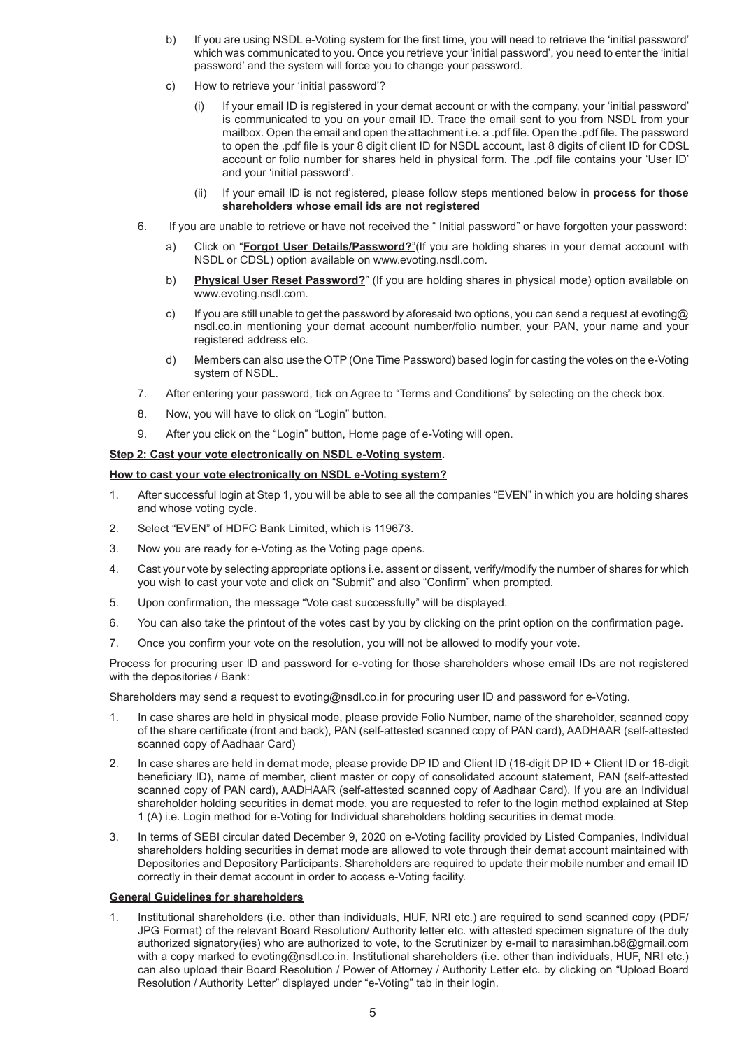b) If you are using NSDL e-Voting system for the first time, you will need to retrieve the 'initial password' which was communicated to you. Once you retrieve your 'initial password', you need to enter the 'initial password' and the system will force you to change your password.

c) How to retrieve your 'initial password'?

(i) If your email ID is registered in your demat account or with the company, your 'initial password' is communicated to you on your email ID. Trace the email sent to you from NSDL from your mailbox. Open the email and open the attachment i.e. a .pdf file. Open the .pdf file. The password to open the .pdf file is your 8 digit client ID for NSDL account, last 8 digits of client ID for CDSL account or folio number for shares held in physical form. The .pdf file contains your 'User ID' and your 'initial password'.

(ii) If your email ID is not registered, please follow steps mentioned below in **process for those shareholders whose email ids are not registered**

6. If you are unable to retrieve or have not received the " Initial password" or have forgotten your password:

a) Click on "**Forgot User Details/Password?**"(If you are holding shares in your demat account with NSDL or CDSL) option available on www.evoting.nsdl.com.

b) **Physical User Reset Password?**" (If you are holding shares in physical mode) option available on www.evoting.nsdl.com.

c) If you are still unable to get the password by aforesaid two options, you can send a request at evoting@nsdl.co.in mentioning your demat account number/folio number, your PAN, your name and your registered address etc.

d) Members can also use the OTP (One Time Password) based login for casting the votes on the e-Voting system of NSDL.

7. After entering your password, tick on Agree to "Terms and Conditions" by selecting on the check box.

8. Now, you will have to click on "Login" button.

9. After you click on the "Login" button, Home page of e-Voting will open.

**Step 2: Cast your vote electronically on NSDL e-Voting system.**

**How to cast your vote electronically on NSDL e-Voting system?**

1. After successful login at Step 1, you will be able to see all the companies "EVEN" in which you are holding shares and whose voting cycle.
2. Select "EVEN" of HDFC Bank Limited, which is 119673.
3. Now you are ready for e-Voting as the Voting page opens.
4. Cast your vote by selecting appropriate options i.e. assent or dissent, verify/modify the number of shares for which you wish to cast your vote and click on "Submit" and also "Confirm" when prompted.
5. Upon confirmation, the message "Vote cast successfully" will be displayed.
6. You can also take the printout of the votes cast by you by clicking on the print option on the confirmation page.
7. Once you confirm your vote on the resolution, you will not be allowed to modify your vote.

Process for procuring user ID and password for e-voting for those shareholders whose email IDs are not registered with the depositories / Bank:

Shareholders may send a request to evoting@nsdl.co.in for procuring user ID and password for e-Voting.

1. In case shares are held in physical mode, please provide Folio Number, name of the shareholder, scanned copy of the share certificate (front and back), PAN (self-attested scanned copy of PAN card), AADHAAR (self-attested scanned copy of Aadhaar Card)
2. In case shares are held in demat mode, please provide DP ID and Client ID (16-digit DP ID + Client ID or 16-digit beneficiary ID), name of member, client master or copy of consolidated account statement, PAN (self-attested scanned copy of PAN card), AADHAAR (self-attested scanned copy of Aadhaar Card). If you are an Individual shareholder holding securities in demat mode, you are requested to refer to the login method explained at Step 1 (A) i.e. Login method for e-Voting for Individual shareholders holding securities in demat mode.
3. In terms of SEBI circular dated December 9, 2020 on e-Voting facility provided by Listed Companies, Individual shareholders holding securities in demat mode are allowed to vote through their demat account maintained with Depositories and Depository Participants. Shareholders are required to update their mobile number and email ID correctly in their demat account in order to access e-Voting facility.

**General Guidelines for shareholders**

1. Institutional shareholders (i.e. other than individuals, HUF, NRI etc.) are required to send scanned copy (PDF/JPG Format) of the relevant Board Resolution/ Authority letter etc. with attested specimen signature of the duly authorized signatory(ies) who are authorized to vote, to the Scrutinizer by e-mail to narasimhan.b8@gmail.com with a copy marked to evoting@nsdl.co.in. Institutional shareholders (i.e. other than individuals, HUF, NRI etc.) can also upload their Board Resolution / Power of Attorney / Authority Letter etc. by clicking on "Upload Board Resolution / Authority Letter" displayed under "e-Voting" tab in their login.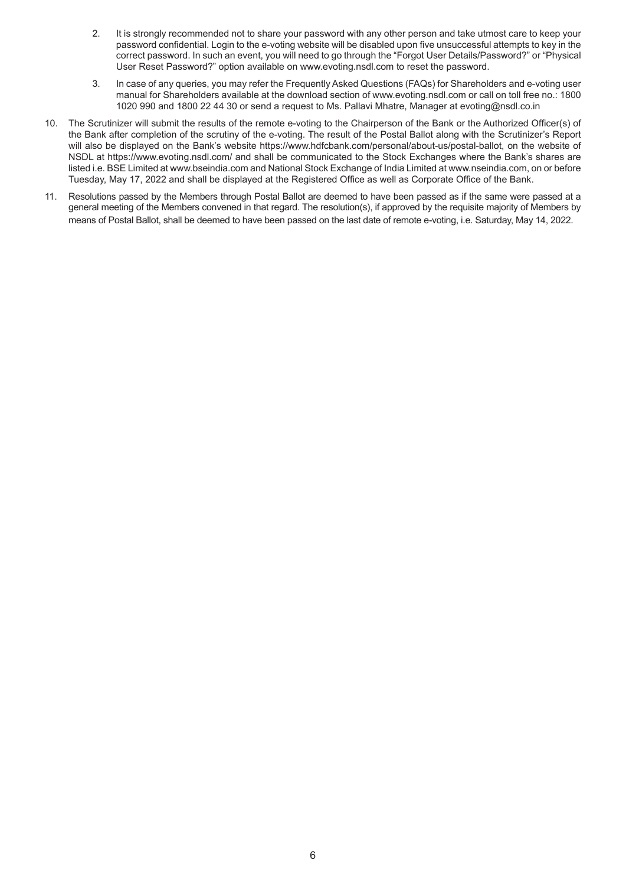2. It is strongly recommended not to share your password with any other person and take utmost care to keep your password confidential. Login to the e-voting website will be disabled upon five unsuccessful attempts to key in the correct password. In such an event, you will need to go through the "Forgot User Details/Password?" or "Physical User Reset Password?" option available on www.evoting.nsdl.com to reset the password.

3. In case of any queries, you may refer the Frequently Asked Questions (FAQs) for Shareholders and e-voting user manual for Shareholders available at the download section of www.evoting.nsdl.com or call on toll free no.: 1800 1020 990 and 1800 22 44 30 or send a request to Ms. Pallavi Mhatre, Manager at evoting@nsdl.co.in

10. The Scrutinizer will submit the results of the remote e-voting to the Chairperson of the Bank or the Authorized Officer(s) of the Bank after completion of the scrutiny of the e-voting. The result of the Postal Ballot along with the Scrutinizer's Report will also be displayed on the Bank's website https://www.hdfcbank.com/personal/about-us/postal-ballot, on the website of NSDL at https://www.evoting.nsdl.com/ and shall be communicated to the Stock Exchanges where the Bank's shares are listed i.e. BSE Limited at www.bseindia.com and National Stock Exchange of India Limited at www.nseindia.com, on or before Tuesday, May 17, 2022 and shall be displayed at the Registered Office as well as Corporate Office of the Bank.

11. Resolutions passed by the Members through Postal Ballot are deemed to have been passed as if the same were passed at a general meeting of the Members convened in that regard. The resolution(s), if approved by the requisite majority of Members by means of Postal Ballot, shall be deemed to have been passed on the last date of remote e-voting, i.e. Saturday, May 14, 2022.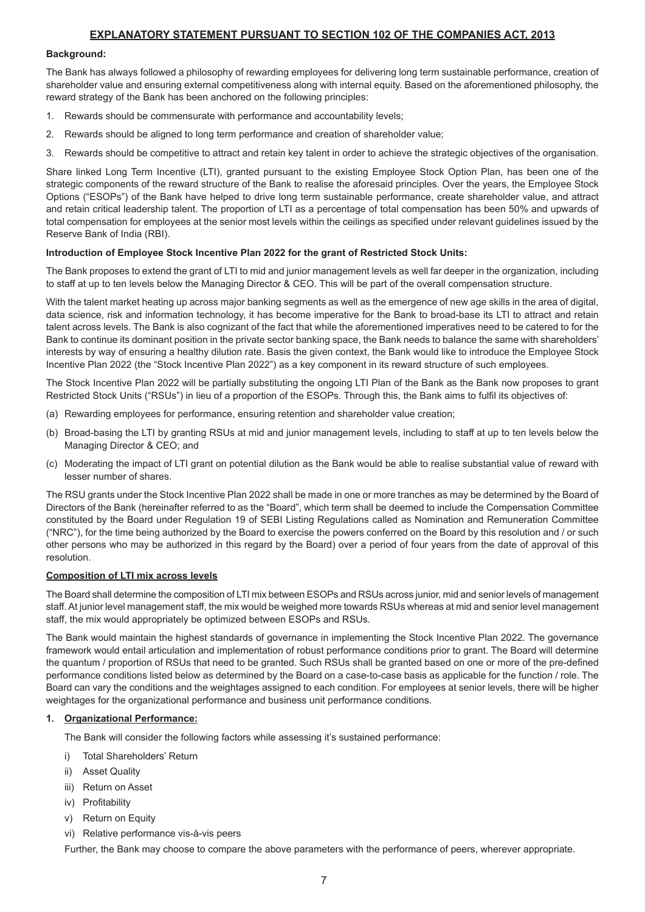# EXPLANATORY STATEMENT PURSUANT TO SECTION 102 OF THE COMPANIES ACT, 2013

**Background:**

The Bank has always followed a philosophy of rewarding employees for delivering long term sustainable performance, creation of shareholder value and ensuring external competitiveness along with internal equity. Based on the aforementioned philosophy, the reward strategy of the Bank has been anchored on the following principles:

1. Rewards should be commensurate with performance and accountability levels;
2. Rewards should be aligned to long term performance and creation of shareholder value;
3. Rewards should be competitive to attract and retain key talent in order to achieve the strategic objectives of the organisation.

Share linked Long Term Incentive (LTI), granted pursuant to the existing Employee Stock Option Plan, has been one of the strategic components of the reward structure of the Bank to realise the aforesaid principles. Over the years, the Employee Stock Options ("ESOPs") of the Bank have helped to drive long term sustainable performance, create shareholder value, and attract and retain critical leadership talent. The proportion of LTI as a percentage of total compensation has been 50% and upwards of total compensation for employees at the senior most levels within the ceilings as specified under relevant guidelines issued by the Reserve Bank of India (RBI).

**Introduction of Employee Stock Incentive Plan 2022 for the grant of Restricted Stock Units:**

The Bank proposes to extend the grant of LTI to mid and junior management levels as well far deeper in the organization, including to staff at up to ten levels below the Managing Director & CEO. This will be part of the overall compensation structure.

With the talent market heating up across major banking segments as well as the emergence of new age skills in the area of digital, data science, risk and information technology, it has become imperative for the Bank to broad-base its LTI to attract and retain talent across levels. The Bank is also cognizant of the fact that while the aforementioned imperatives need to be catered to for the Bank to continue its dominant position in the private sector banking space, the Bank needs to balance the same with shareholders' interests by way of ensuring a healthy dilution rate. Basis the given context, the Bank would like to introduce the Employee Stock Incentive Plan 2022 (the "Stock Incentive Plan 2022") as a key component in its reward structure of such employees.

The Stock Incentive Plan 2022 will be partially substituting the ongoing LTI Plan of the Bank as the Bank now proposes to grant Restricted Stock Units ("RSUs") in lieu of a proportion of the ESOPs. Through this, the Bank aims to fulfil its objectives of:

(a) Rewarding employees for performance, ensuring retention and shareholder value creation;

(b) Broad-basing the LTI by granting RSUs at mid and junior management levels, including to staff at up to ten levels below the Managing Director & CEO; and

(c) Moderating the impact of LTI grant on potential dilution as the Bank would be able to realise substantial value of reward with lesser number of shares.

The RSU grants under the Stock Incentive Plan 2022 shall be made in one or more tranches as may be determined by the Board of Directors of the Bank (hereinafter referred to as the "Board", which term shall be deemed to include the Compensation Committee constituted by the Board under Regulation 19 of SEBI Listing Regulations called as Nomination and Remuneration Committee ("NRC"), for the time being authorized by the Board to exercise the powers conferred on the Board by this resolution and / or such other persons who may be authorized in this regard by the Board) over a period of four years from the date of approval of this resolution.

**Composition of LTI mix across levels**

The Board shall determine the composition of LTI mix between ESOPs and RSUs across junior, mid and senior levels of management staff. At junior level management staff, the mix would be weighed more towards RSUs whereas at mid and senior level management staff, the mix would appropriately be optimized between ESOPs and RSUs.

The Bank would maintain the highest standards of governance in implementing the Stock Incentive Plan 2022. The governance framework would entail articulation and implementation of robust performance conditions prior to grant. The Board will determine the quantum / proportion of RSUs that need to be granted. Such RSUs shall be granted based on one or more of the pre-defined performance conditions listed below as determined by the Board on a case-to-case basis as applicable for the function / role. The Board can vary the conditions and the weightages assigned to each condition. For employees at senior levels, there will be higher weightages for the organizational performance and business unit performance conditions.

**1. Organizational Performance:**

The Bank will consider the following factors while assessing it's sustained performance:

i) Total Shareholders' Return

ii) Asset Quality

iii) Return on Asset

iv) Profitability

v) Return on Equity

vi) Relative performance vis-à-vis peers

Further, the Bank may choose to compare the above parameters with the performance of peers, wherever appropriate.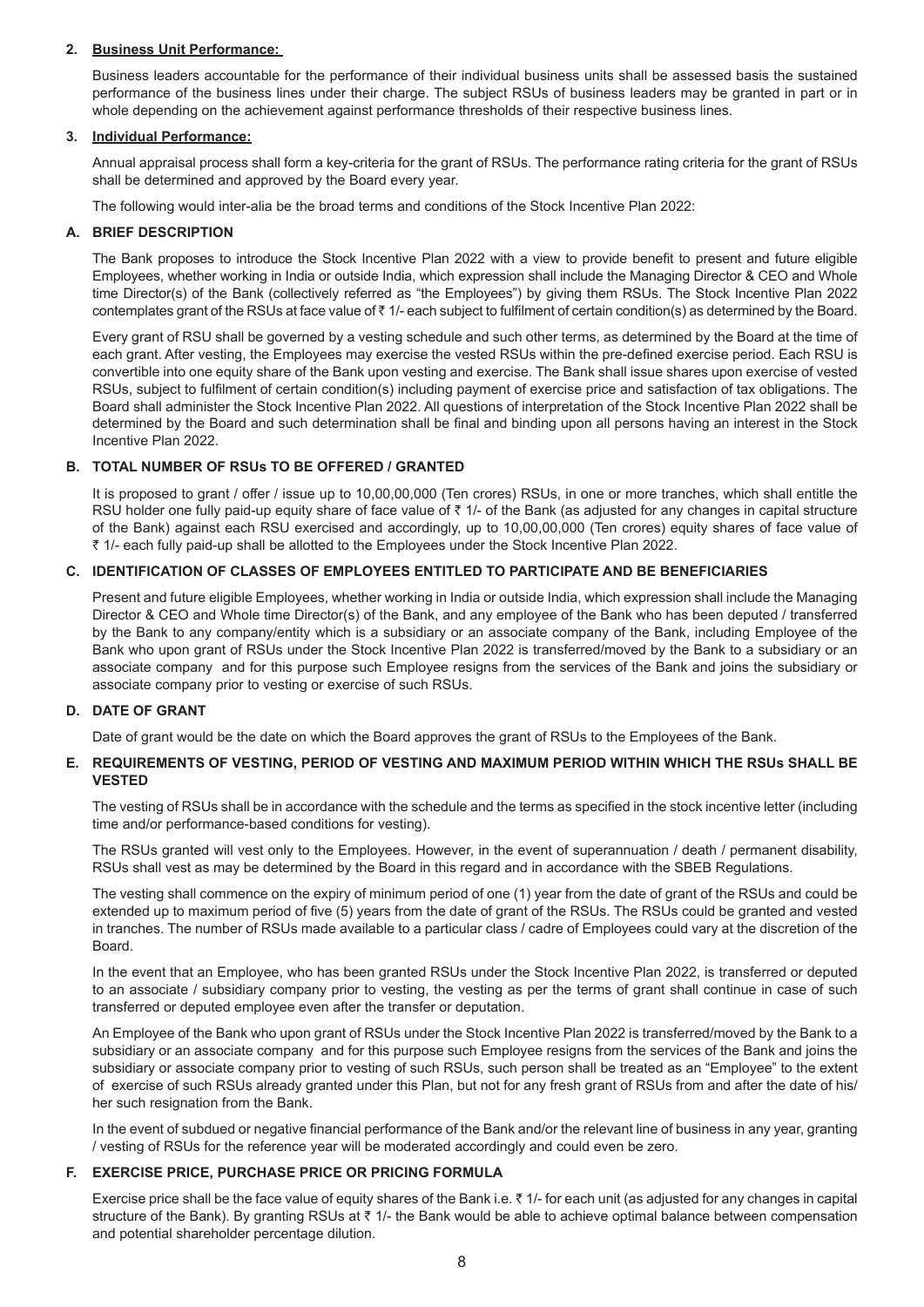**2. Business Unit Performance:**

Business leaders accountable for the performance of their individual business units shall be assessed basis the sustained performance of the business lines under their charge. The subject RSUs of business leaders may be granted in part or in whole depending on the achievement against performance thresholds of their respective business lines.

**3. Individual Performance:**

Annual appraisal process shall form a key-criteria for the grant of RSUs. The performance rating criteria for the grant of RSUs shall be determined and approved by the Board every year.

The following would inter-alia be the broad terms and conditions of the Stock Incentive Plan 2022:

### A. BRIEF DESCRIPTION

The Bank proposes to introduce the Stock Incentive Plan 2022 with a view to provide benefit to present and future eligible Employees, whether working in India or outside India, which expression shall include the Managing Director & CEO and Whole time Director(s) of the Bank (collectively referred as "the Employees") by giving them RSUs. The Stock Incentive Plan 2022 contemplates grant of the RSUs at face value of ₹ 1/- each subject to fulfilment of certain condition(s) as determined by the Board.

Every grant of RSU shall be governed by a vesting schedule and such other terms, as determined by the Board at the time of each grant. After vesting, the Employees may exercise the vested RSUs within the pre-defined exercise period. Each RSU is convertible into one equity share of the Bank upon vesting and exercise. The Bank shall issue shares upon exercise of vested RSUs, subject to fulfilment of certain condition(s) including payment of exercise price and satisfaction of tax obligations. The Board shall administer the Stock Incentive Plan 2022. All questions of interpretation of the Stock Incentive Plan 2022 shall be determined by the Board and such determination shall be final and binding upon all persons having an interest in the Stock Incentive Plan 2022.

### B. TOTAL NUMBER OF RSUs TO BE OFFERED / GRANTED

It is proposed to grant / offer / issue up to 10,00,00,000 (Ten crores) RSUs, in one or more tranches, which shall entitle the RSU holder one fully paid-up equity share of face value of ₹ 1/- of the Bank (as adjusted for any changes in capital structure of the Bank) against each RSU exercised and accordingly, up to 10,00,00,000 (Ten crores) equity shares of face value of ₹ 1/- each fully paid-up shall be allotted to the Employees under the Stock Incentive Plan 2022.

### C. IDENTIFICATION OF CLASSES OF EMPLOYEES ENTITLED TO PARTICIPATE AND BE BENEFICIARIES

Present and future eligible Employees, whether working in India or outside India, which expression shall include the Managing Director & CEO and Whole time Director(s) of the Bank, and any employee of the Bank who has been deputed / transferred by the Bank to any company/entity which is a subsidiary or an associate company of the Bank, including Employee of the Bank who upon grant of RSUs under the Stock Incentive Plan 2022 is transferred/moved by the Bank to a subsidiary or an associate company and for this purpose such Employee resigns from the services of the Bank and joins the subsidiary or associate company prior to vesting or exercise of such RSUs.

### D. DATE OF GRANT

Date of grant would be the date on which the Board approves the grant of RSUs to the Employees of the Bank.

### E. REQUIREMENTS OF VESTING, PERIOD OF VESTING AND MAXIMUM PERIOD WITHIN WHICH THE RSUs SHALL BE VESTED

The vesting of RSUs shall be in accordance with the schedule and the terms as specified in the stock incentive letter (including time and/or performance-based conditions for vesting).

The RSUs granted will vest only to the Employees. However, in the event of superannuation / death / permanent disability, RSUs shall vest as may be determined by the Board in this regard and in accordance with the SBEB Regulations.

The vesting shall commence on the expiry of minimum period of one (1) year from the date of grant of the RSUs and could be extended up to maximum period of five (5) years from the date of grant of the RSUs. The RSUs could be granted and vested in tranches. The number of RSUs made available to a particular class / cadre of Employees could vary at the discretion of the Board.

In the event that an Employee, who has been granted RSUs under the Stock Incentive Plan 2022, is transferred or deputed to an associate / subsidiary company prior to vesting, the vesting as per the terms of grant shall continue in case of such transferred or deputed employee even after the transfer or deputation.

An Employee of the Bank who upon grant of RSUs under the Stock Incentive Plan 2022 is transferred/moved by the Bank to a subsidiary or an associate company and for this purpose such Employee resigns from the services of the Bank and joins the subsidiary or associate company prior to vesting of such RSUs, such person shall be treated as an "Employee" to the extent of exercise of such RSUs already granted under this Plan, but not for any fresh grant of RSUs from and after the date of his/ her such resignation from the Bank.

In the event of subdued or negative financial performance of the Bank and/or the relevant line of business in any year, granting / vesting of RSUs for the reference year will be moderated accordingly and could even be zero.

### F. EXERCISE PRICE, PURCHASE PRICE OR PRICING FORMULA

Exercise price shall be the face value of equity shares of the Bank i.e. ₹ 1/- for each unit (as adjusted for any changes in capital structure of the Bank). By granting RSUs at ₹ 1/- the Bank would be able to achieve optimal balance between compensation and potential shareholder percentage dilution.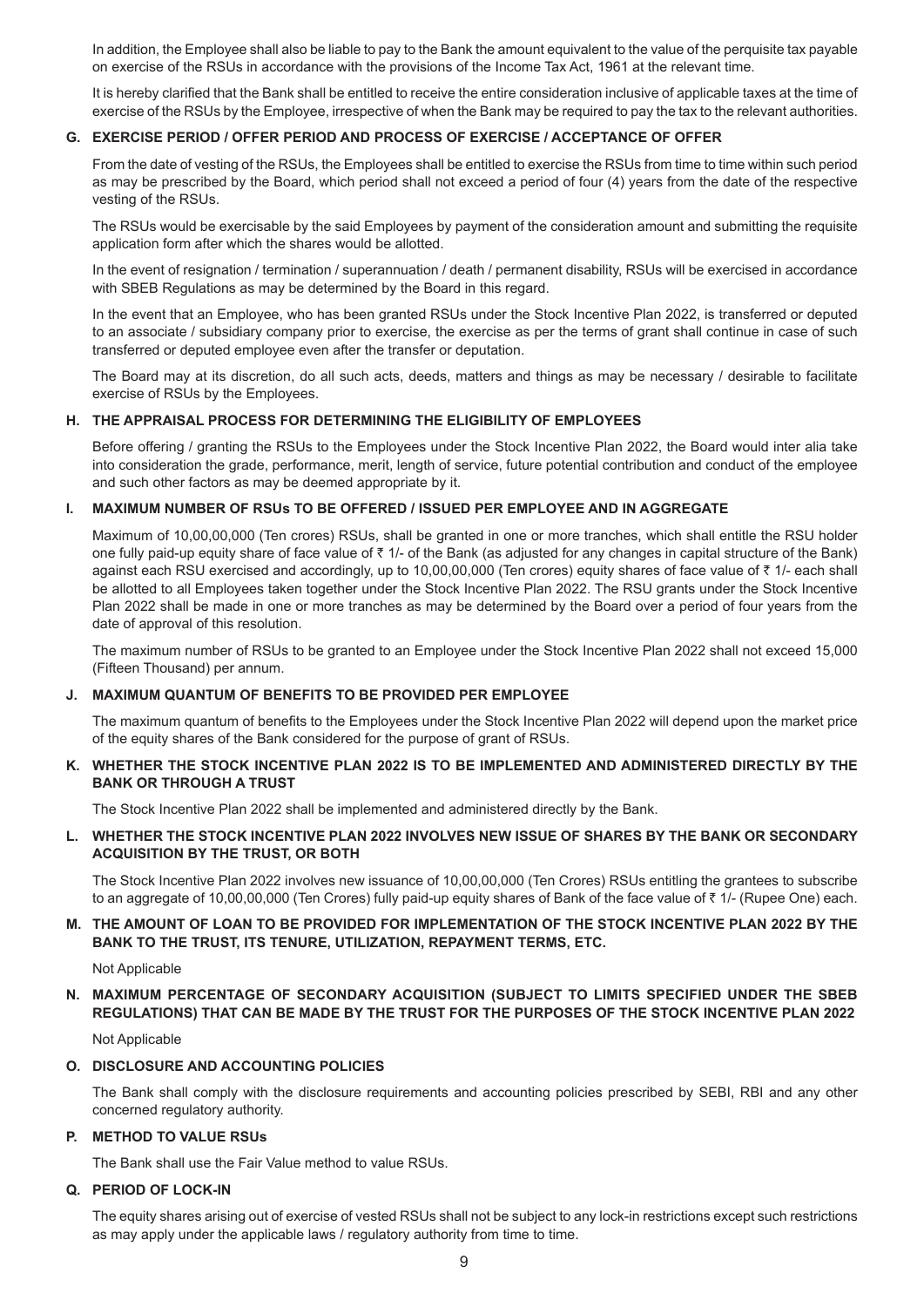In addition, the Employee shall also be liable to pay to the Bank the amount equivalent to the value of the perquisite tax payable on exercise of the RSUs in accordance with the provisions of the Income Tax Act, 1961 at the relevant time.

It is hereby clarified that the Bank shall be entitled to receive the entire consideration inclusive of applicable taxes at the time of exercise of the RSUs by the Employee, irrespective of when the Bank may be required to pay the tax to the relevant authorities.

**G. EXERCISE PERIOD / OFFER PERIOD AND PROCESS OF EXERCISE / ACCEPTANCE OF OFFER**

From the date of vesting of the RSUs, the Employees shall be entitled to exercise the RSUs from time to time within such period as may be prescribed by the Board, which period shall not exceed a period of four (4) years from the date of the respective vesting of the RSUs.

The RSUs would be exercisable by the said Employees by payment of the consideration amount and submitting the requisite application form after which the shares would be allotted.

In the event of resignation / termination / superannuation / death / permanent disability, RSUs will be exercised in accordance with SBEB Regulations as may be determined by the Board in this regard.

In the event that an Employee, who has been granted RSUs under the Stock Incentive Plan 2022, is transferred or deputed to an associate / subsidiary company prior to exercise, the exercise as per the terms of grant shall continue in case of such transferred or deputed employee even after the transfer or deputation.

The Board may at its discretion, do all such acts, deeds, matters and things as may be necessary / desirable to facilitate exercise of RSUs by the Employees.

**H. THE APPRAISAL PROCESS FOR DETERMINING THE ELIGIBILITY OF EMPLOYEES**

Before offering / granting the RSUs to the Employees under the Stock Incentive Plan 2022, the Board would inter alia take into consideration the grade, performance, merit, length of service, future potential contribution and conduct of the employee and such other factors as may be deemed appropriate by it.

**I. MAXIMUM NUMBER OF RSUs TO BE OFFERED / ISSUED PER EMPLOYEE AND IN AGGREGATE**

Maximum of 10,00,00,000 (Ten crores) RSUs, shall be granted in one or more tranches, which shall entitle the RSU holder one fully paid-up equity share of face value of ₹ 1/- of the Bank (as adjusted for any changes in capital structure of the Bank) against each RSU exercised and accordingly, up to 10,00,00,000 (Ten crores) equity shares of face value of ₹ 1/- each shall be allotted to all Employees taken together under the Stock Incentive Plan 2022. The RSU grants under the Stock Incentive Plan 2022 shall be made in one or more tranches as may be determined by the Board over a period of four years from the date of approval of this resolution.

The maximum number of RSUs to be granted to an Employee under the Stock Incentive Plan 2022 shall not exceed 15,000 (Fifteen Thousand) per annum.

**J. MAXIMUM QUANTUM OF BENEFITS TO BE PROVIDED PER EMPLOYEE**

The maximum quantum of benefits to the Employees under the Stock Incentive Plan 2022 will depend upon the market price of the equity shares of the Bank considered for the purpose of grant of RSUs.

**K. WHETHER THE STOCK INCENTIVE PLAN 2022 IS TO BE IMPLEMENTED AND ADMINISTERED DIRECTLY BY THE BANK OR THROUGH A TRUST**

The Stock Incentive Plan 2022 shall be implemented and administered directly by the Bank.

**L. WHETHER THE STOCK INCENTIVE PLAN 2022 INVOLVES NEW ISSUE OF SHARES BY THE BANK OR SECONDARY ACQUISITION BY THE TRUST, OR BOTH**

The Stock Incentive Plan 2022 involves new issuance of 10,00,00,000 (Ten Crores) RSUs entitling the grantees to subscribe to an aggregate of 10,00,00,000 (Ten Crores) fully paid-up equity shares of Bank of the face value of ₹ 1/- (Rupee One) each.

**M. THE AMOUNT OF LOAN TO BE PROVIDED FOR IMPLEMENTATION OF THE STOCK INCENTIVE PLAN 2022 BY THE BANK TO THE TRUST, ITS TENURE, UTILIZATION, REPAYMENT TERMS, ETC.**

Not Applicable

**N. MAXIMUM PERCENTAGE OF SECONDARY ACQUISITION (SUBJECT TO LIMITS SPECIFIED UNDER THE SBEB REGULATIONS) THAT CAN BE MADE BY THE TRUST FOR THE PURPOSES OF THE STOCK INCENTIVE PLAN 2022**

Not Applicable

**O. DISCLOSURE AND ACCOUNTING POLICIES**

The Bank shall comply with the disclosure requirements and accounting policies prescribed by SEBI, RBI and any other concerned regulatory authority.

**P. METHOD TO VALUE RSUs**

The Bank shall use the Fair Value method to value RSUs.

**Q. PERIOD OF LOCK-IN**

The equity shares arising out of exercise of vested RSUs shall not be subject to any lock-in restrictions except such restrictions as may apply under the applicable laws / regulatory authority from time to time.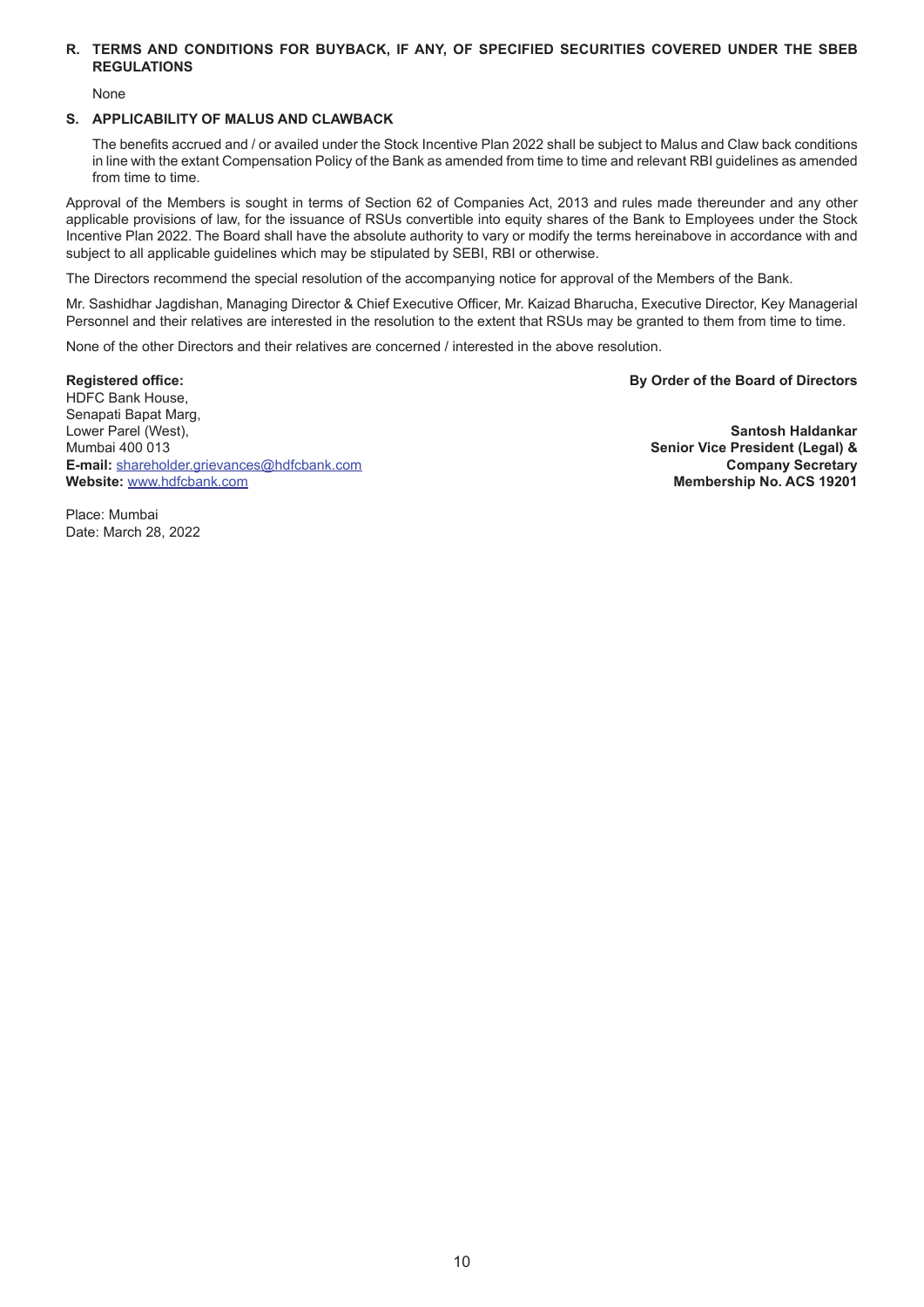**R. TERMS AND CONDITIONS FOR BUYBACK, IF ANY, OF SPECIFIED SECURITIES COVERED UNDER THE SBEB REGULATIONS**

None

**S. APPLICABILITY OF MALUS AND CLAWBACK**

The benefits accrued and / or availed under the Stock Incentive Plan 2022 shall be subject to Malus and Claw back conditions in line with the extant Compensation Policy of the Bank as amended from time to time and relevant RBI guidelines as amended from time to time.

Approval of the Members is sought in terms of Section 62 of Companies Act, 2013 and rules made thereunder and any other applicable provisions of law, for the issuance of RSUs convertible into equity shares of the Bank to Employees under the Stock Incentive Plan 2022. The Board shall have the absolute authority to vary or modify the terms hereinabove in accordance with and subject to all applicable guidelines which may be stipulated by SEBI, RBI or otherwise.

The Directors recommend the special resolution of the accompanying notice for approval of the Members of the Bank.

Mr. Sashidhar Jagdishan, Managing Director & Chief Executive Officer, Mr. Kaizad Bharucha, Executive Director, Key Managerial Personnel and their relatives are interested in the resolution to the extent that RSUs may be granted to them from time to time.

None of the other Directors and their relatives are concerned / interested in the above resolution.

**Registered office:**
HDFC Bank House,
Senapati Bapat Marg,
Lower Parel (West),
Mumbai 400 013
**E-mail:** shareholder.grievances@hdfcbank.com
**Website:** www.hdfcbank.com

Place: Mumbai
Date: March 28, 2022

**By Order of the Board of Directors**

**Santosh Haldankar**
**Senior Vice President (Legal) &**
**Company Secretary**
**Membership No. ACS 19201**